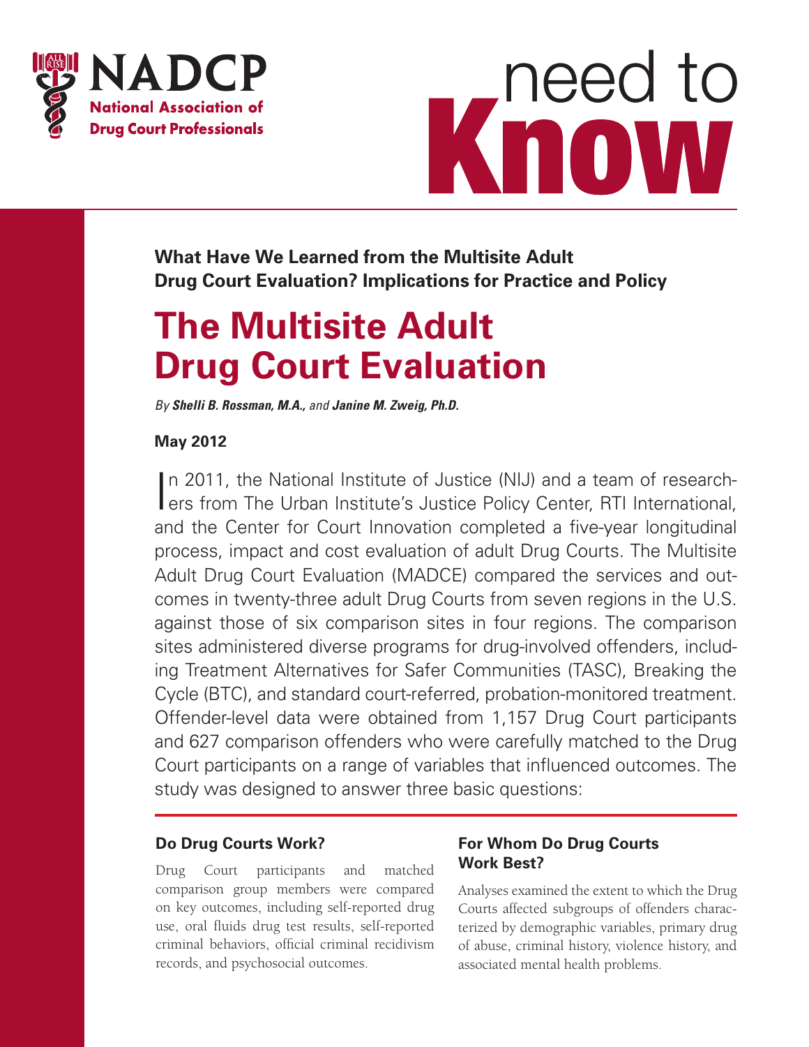NADCP

National Association of Drug Court Professionals

# need to Know

**What Have We Learned from the Multisite Adult Drug Court Evaluation? Implications for Practice and Policy**

# The Multisite Adult Drug Court Evaluation

*By* ***Shelli B. Rossman, M.A.,*** *and* ***Janine M. Zweig, Ph.D.***

**May 2012**

In 2011, the National Institute of Justice (NIJ) and a team of researchers from The Urban Institute's Justice Policy Center, RTI International, and the Center for Court Innovation completed a five-year longitudinal process, impact and cost evaluation of adult Drug Courts. The Multisite Adult Drug Court Evaluation (MADCE) compared the services and outcomes in twenty-three adult Drug Courts from seven regions in the U.S. against those of six comparison sites in four regions. The comparison sites administered diverse programs for drug-involved offenders, including Treatment Alternatives for Safer Communities (TASC), Breaking the Cycle (BTC), and standard court-referred, probation-monitored treatment. Offender-level data were obtained from 1,157 Drug Court participants and 627 comparison offenders who were carefully matched to the Drug Court participants on a range of variables that influenced outcomes. The study was designed to answer three basic questions:

### Do Drug Courts Work?

Drug Court participants and matched comparison group members were compared on key outcomes, including self-reported drug use, oral fluids drug test results, self-reported criminal behaviors, official criminal recidivism records, and psychosocial outcomes.

### For Whom Do Drug Courts Work Best?

Analyses examined the extent to which the Drug Courts affected subgroups of offenders characterized by demographic variables, primary drug of abuse, criminal history, violence history, and associated mental health problems.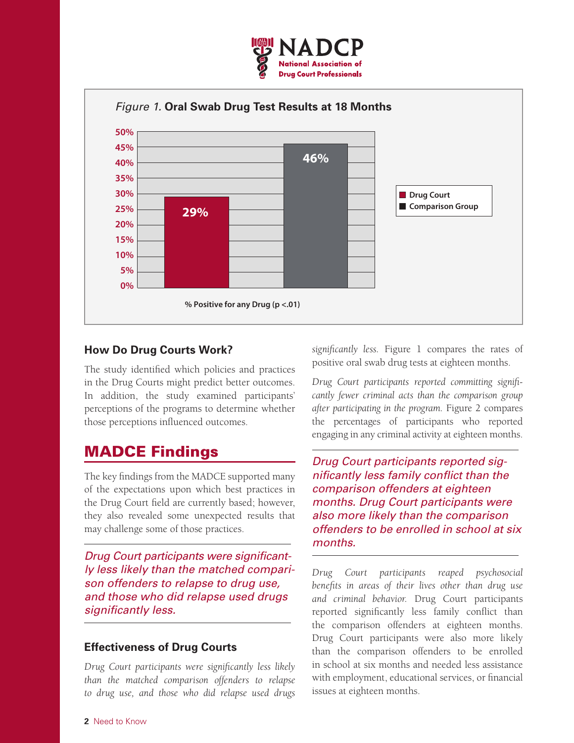*Figure 1.* **Oral Swab Drug Test Results at 18 Months**

| | Drug Court | Comparison Group |
|---|---|---|
| % Positive for any Drug ($p < .01$) | 29% | 46% |

### How Do Drug Courts Work?

The study identified which policies and practices in the Drug Courts might predict better outcomes. In addition, the study examined participants' perceptions of the programs to determine whether those perceptions influenced outcomes.

## MADCE Findings

The key findings from the MADCE supported many of the expectations upon which best practices in the Drug Court field are currently based; however, they also revealed some unexpected results that may challenge some of those practices.

> *Drug Court participants were significantly less likely than the matched comparison offenders to relapse to drug use, and those who did relapse used drugs significantly less.*

### Effectiveness of Drug Courts

*Drug Court participants were significantly less likely than the matched comparison offenders to relapse to drug use, and those who did relapse used drugs significantly less.* Figure 1 compares the rates of positive oral swab drug tests at eighteen months.

*Drug Court participants reported committing significantly fewer criminal acts than the comparison group after participating in the program.* Figure 2 compares the percentages of participants who reported engaging in any criminal activity at eighteen months.

> *Drug Court participants reported significantly less family conflict than the comparison offenders at eighteen months. Drug Court participants were also more likely than the comparison offenders to be enrolled in school at six months.*

*Drug Court participants reaped psychosocial benefits in areas of their lives other than drug use and criminal behavior.* Drug Court participants reported significantly less family conflict than the comparison offenders at eighteen months. Drug Court participants were also more likely than the comparison offenders to be enrolled in school at six months and needed less assistance with employment, educational services, or financial issues at eighteen months.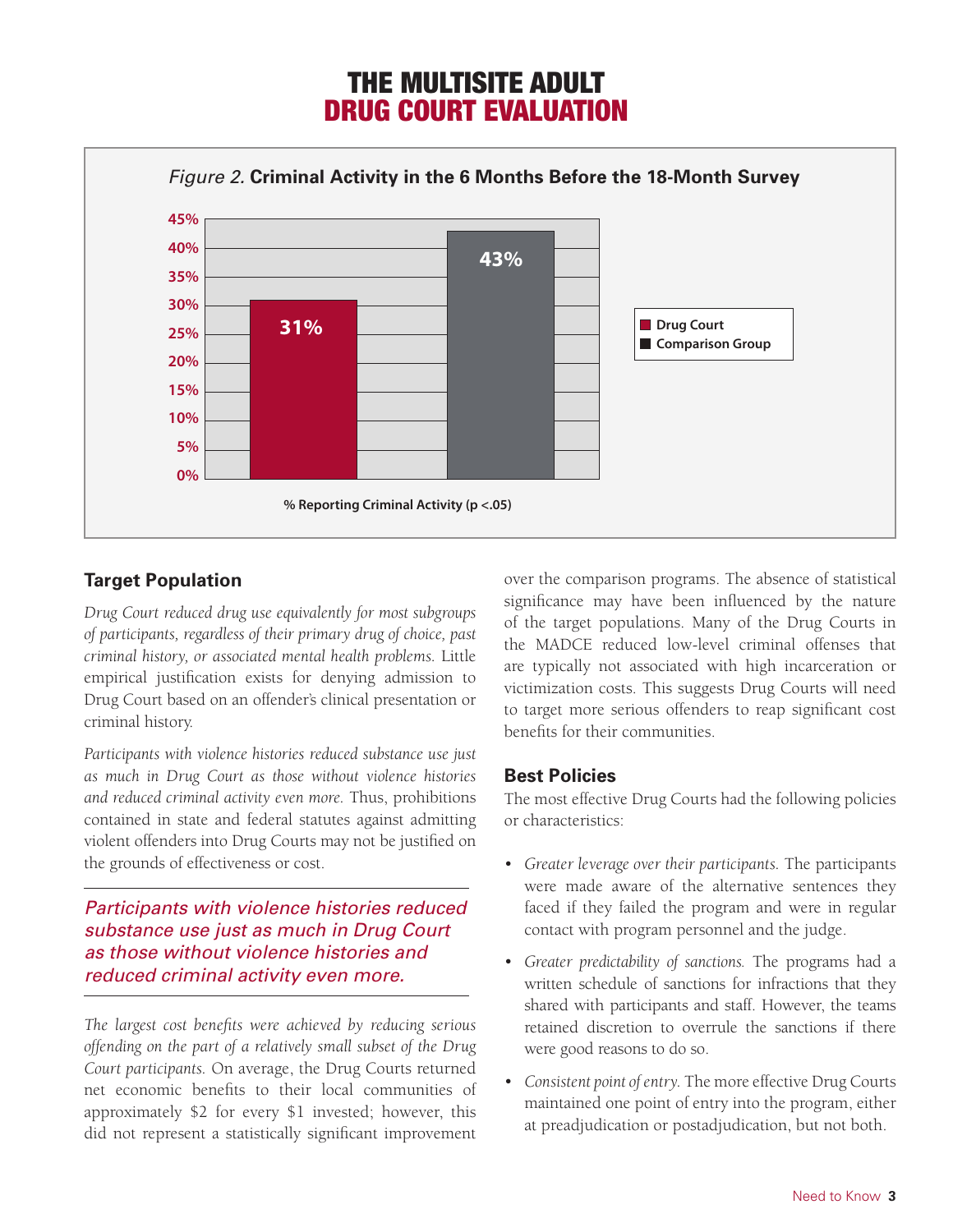# THE MULTISITE ADULT DRUG COURT EVALUATION

*Figure 2.* **Criminal Activity in the 6 Months Before the 18-Month Survey**

| | Drug Court | Comparison Group |
|---|---|---|
| % Reporting Criminal Activity ($p < .05$) | 31% | 43% |

## Target Population

*Drug Court reduced drug use equivalently for most subgroups of participants, regardless of their primary drug of choice, past criminal history, or associated mental health problems.* Little empirical justification exists for denying admission to Drug Court based on an offender's clinical presentation or criminal history.

*Participants with violence histories reduced substance use just as much in Drug Court as those without violence histories and reduced criminal activity even more.* Thus, prohibitions contained in state and federal statutes against admitting violent offenders into Drug Courts may not be justified on the grounds of effectiveness or cost.

> *Participants with violence histories reduced substance use just as much in Drug Court as those without violence histories and reduced criminal activity even more.*

*The largest cost benefits were achieved by reducing serious offending on the part of a relatively small subset of the Drug Court participants.* On average, the Drug Courts returned net economic benefits to their local communities of approximately $2 for every $1 invested; however, this did not represent a statistically significant improvement over the comparison programs. The absence of statistical significance may have been influenced by the nature of the target populations. Many of the Drug Courts in the MADCE reduced low-level criminal offenses that are typically not associated with high incarceration or victimization costs. This suggests Drug Courts will need to target more serious offenders to reap significant cost benefits for their communities.

## Best Policies

The most effective Drug Courts had the following policies or characteristics:

- *Greater leverage over their participants.* The participants were made aware of the alternative sentences they faced if they failed the program and were in regular contact with program personnel and the judge.
- *Greater predictability of sanctions.* The programs had a written schedule of sanctions for infractions that they shared with participants and staff. However, the teams retained discretion to overrule the sanctions if there were good reasons to do so.
- *Consistent point of entry.* The more effective Drug Courts maintained one point of entry into the program, either at preadjudication or postadjudication, but not both.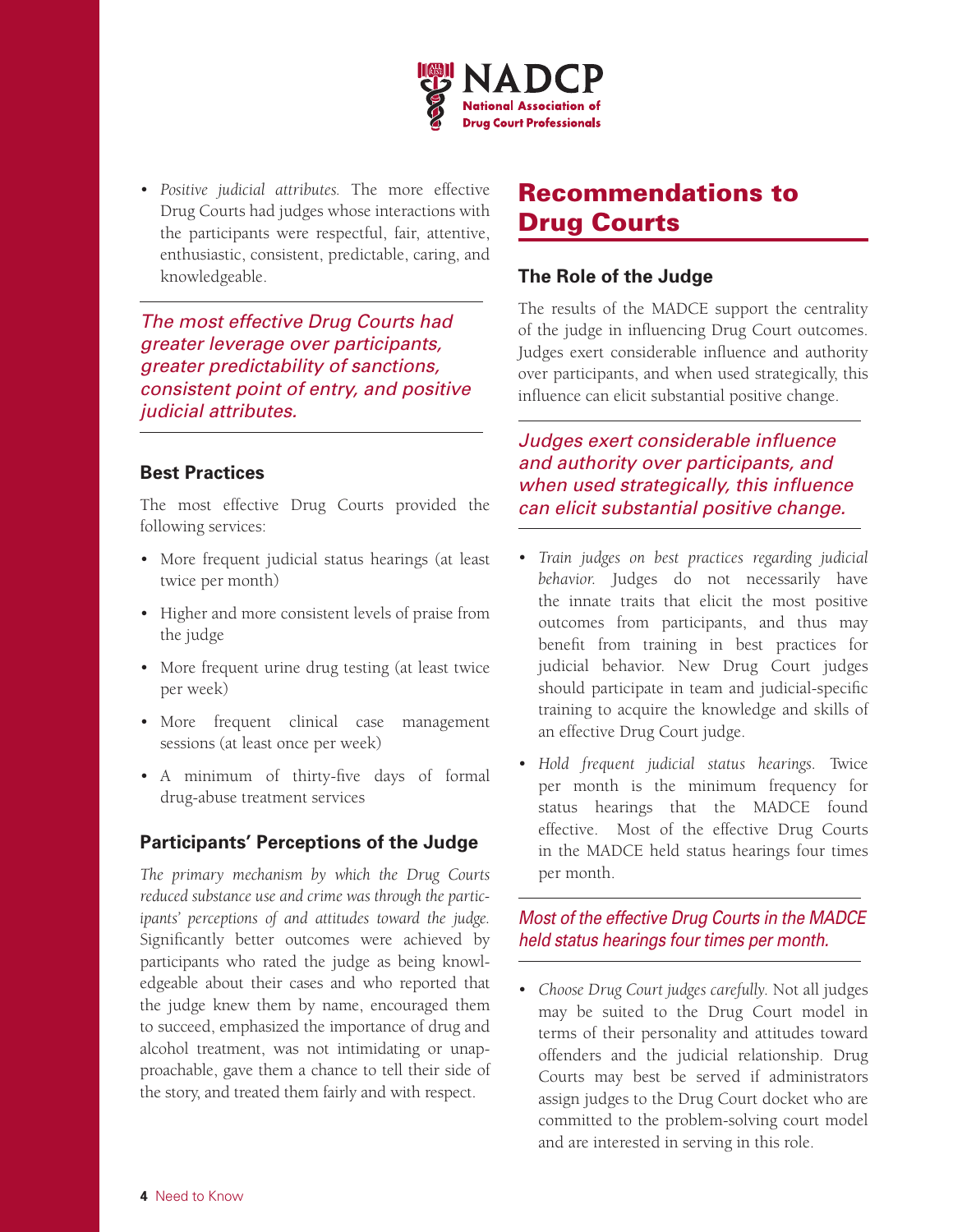- *Positive judicial attributes.* The more effective Drug Courts had judges whose interactions with the participants were respectful, fair, attentive, enthusiastic, consistent, predictable, caring, and knowledgeable.

*The most effective Drug Courts had greater leverage over participants, greater predictability of sanctions, consistent point of entry, and positive judicial attributes.*

### Best Practices

The most effective Drug Courts provided the following services:

- More frequent judicial status hearings (at least twice per month)
- Higher and more consistent levels of praise from the judge
- More frequent urine drug testing (at least twice per week)
- More frequent clinical case management sessions (at least once per week)
- A minimum of thirty-five days of formal drug-abuse treatment services

### Participants' Perceptions of the Judge

*The primary mechanism by which the Drug Courts reduced substance use and crime was through the participants' perceptions of and attitudes toward the judge.* Significantly better outcomes were achieved by participants who rated the judge as being knowledgeable about their cases and who reported that the judge knew them by name, encouraged them to succeed, emphasized the importance of drug and alcohol treatment, was not intimidating or unapproachable, gave them a chance to tell their side of the story, and treated them fairly and with respect.

## Recommendations to Drug Courts

### The Role of the Judge

The results of the MADCE support the centrality of the judge in influencing Drug Court outcomes. Judges exert considerable influence and authority over participants, and when used strategically, this influence can elicit substantial positive change.

*Judges exert considerable influence and authority over participants, and when used strategically, this influence can elicit substantial positive change.*

- *Train judges on best practices regarding judicial behavior.* Judges do not necessarily have the innate traits that elicit the most positive outcomes from participants, and thus may benefit from training in best practices for judicial behavior. New Drug Court judges should participate in team and judicial-specific training to acquire the knowledge and skills of an effective Drug Court judge.
- *Hold frequent judicial status hearings.* Twice per month is the minimum frequency for status hearings that the MADCE found effective. Most of the effective Drug Courts in the MADCE held status hearings four times per month.

*Most of the effective Drug Courts in the MADCE held status hearings four times per month.*

- *Choose Drug Court judges carefully.* Not all judges may be suited to the Drug Court model in terms of their personality and attitudes toward offenders and the judicial relationship. Drug Courts may best be served if administrators assign judges to the Drug Court docket who are committed to the problem-solving court model and are interested in serving in this role.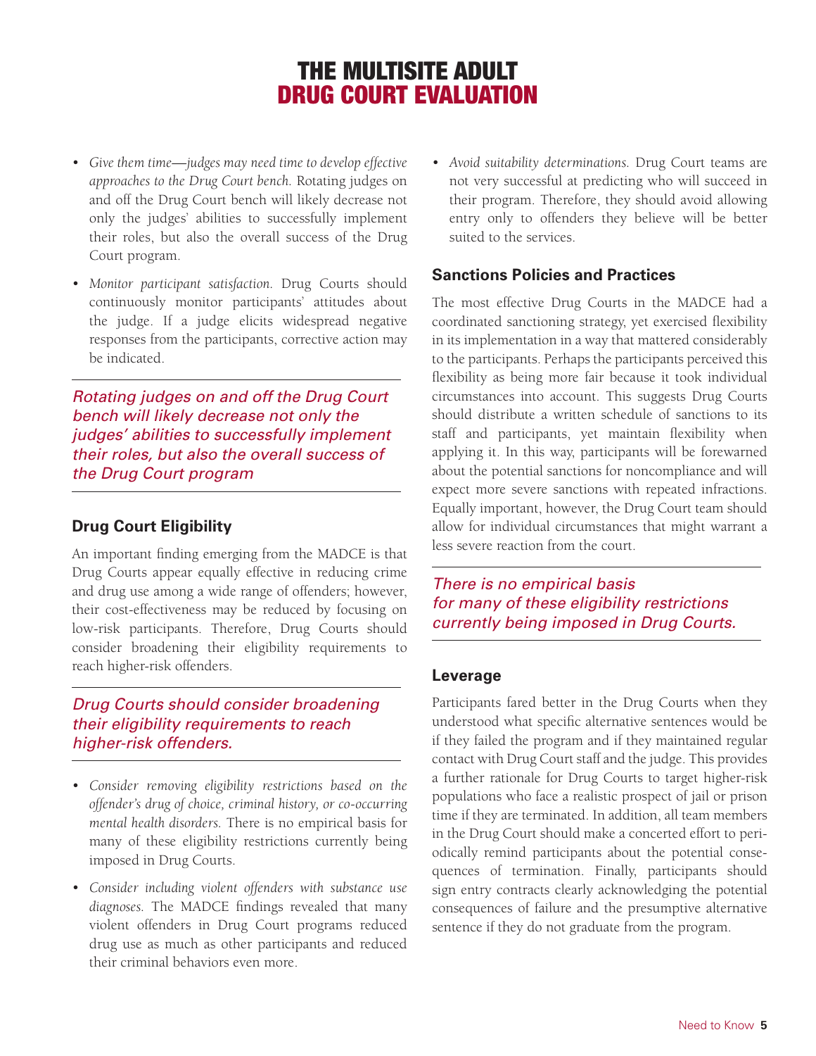- *Give them time—judges may need time to develop effective approaches to the Drug Court bench.* Rotating judges on and off the Drug Court bench will likely decrease not only the judges' abilities to successfully implement their roles, but also the overall success of the Drug Court program.
- *Monitor participant satisfaction.* Drug Courts should continuously monitor participants' attitudes about the judge. If a judge elicits widespread negative responses from the participants, corrective action may be indicated.

*Rotating judges on and off the Drug Court bench will likely decrease not only the judges' abilities to successfully implement their roles, but also the overall success of the Drug Court program*

### Drug Court Eligibility

An important finding emerging from the MADCE is that Drug Courts appear equally effective in reducing crime and drug use among a wide range of offenders; however, their cost-effectiveness may be reduced by focusing on low-risk participants. Therefore, Drug Courts should consider broadening their eligibility requirements to reach higher-risk offenders.

*Drug Courts should consider broadening their eligibility requirements to reach higher-risk offenders.*

- *Consider removing eligibility restrictions based on the offender's drug of choice, criminal history, or co-occurring mental health disorders.* There is no empirical basis for many of these eligibility restrictions currently being imposed in Drug Courts.
- *Consider including violent offenders with substance use diagnoses.* The MADCE findings revealed that many violent offenders in Drug Court programs reduced drug use as much as other participants and reduced their criminal behaviors even more.
- *Avoid suitability determinations.* Drug Court teams are not very successful at predicting who will succeed in their program. Therefore, they should avoid allowing entry only to offenders they believe will be better suited to the services.

### Sanctions Policies and Practices

The most effective Drug Courts in the MADCE had a coordinated sanctioning strategy, yet exercised flexibility in its implementation in a way that mattered considerably to the participants. Perhaps the participants perceived this flexibility as being more fair because it took individual circumstances into account. This suggests Drug Courts should distribute a written schedule of sanctions to its staff and participants, yet maintain flexibility when applying it. In this way, participants will be forewarned about the potential sanctions for noncompliance and will expect more severe sanctions with repeated infractions. Equally important, however, the Drug Court team should allow for individual circumstances that might warrant a less severe reaction from the court.

*There is no empirical basis for many of these eligibility restrictions currently being imposed in Drug Courts.*

### Leverage

Participants fared better in the Drug Courts when they understood what specific alternative sentences would be if they failed the program and if they maintained regular contact with Drug Court staff and the judge. This provides a further rationale for Drug Courts to target higher-risk populations who face a realistic prospect of jail or prison time if they are terminated. In addition, all team members in the Drug Court should make a concerted effort to periodically remind participants about the potential consequences of termination. Finally, participants should sign entry contracts clearly acknowledging the potential consequences of failure and the presumptive alternative sentence if they do not graduate from the program.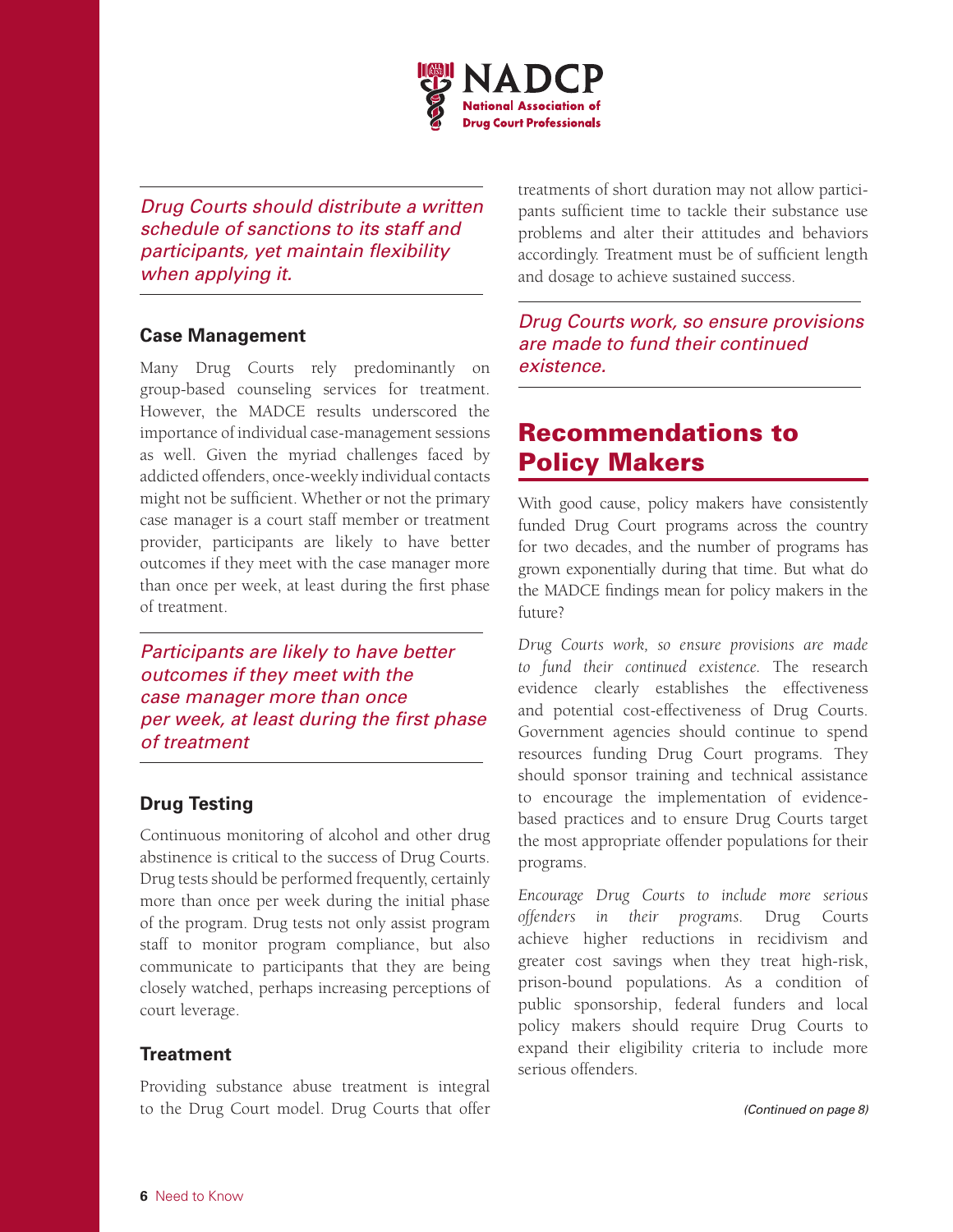*Drug Courts should distribute a written schedule of sanctions to its staff and participants, yet maintain flexibility when applying it.*

### Case Management

Many Drug Courts rely predominantly on group-based counseling services for treatment. However, the MADCE results underscored the importance of individual case-management sessions as well. Given the myriad challenges faced by addicted offenders, once-weekly individual contacts might not be sufficient. Whether or not the primary case manager is a court staff member or treatment provider, participants are likely to have better outcomes if they meet with the case manager more than once per week, at least during the first phase of treatment.

*Participants are likely to have better outcomes if they meet with the case manager more than once per week, at least during the first phase of treatment*

### Drug Testing

Continuous monitoring of alcohol and other drug abstinence is critical to the success of Drug Courts. Drug tests should be performed frequently, certainly more than once per week during the initial phase of the program. Drug tests not only assist program staff to monitor program compliance, but also communicate to participants that they are being closely watched, perhaps increasing perceptions of court leverage.

### Treatment

Providing substance abuse treatment is integral to the Drug Court model. Drug Courts that offer treatments of short duration may not allow participants sufficient time to tackle their substance use problems and alter their attitudes and behaviors accordingly. Treatment must be of sufficient length and dosage to achieve sustained success.

*Drug Courts work, so ensure provisions are made to fund their continued existence.*

## Recommendations to Policy Makers

With good cause, policy makers have consistently funded Drug Court programs across the country for two decades, and the number of programs has grown exponentially during that time. But what do the MADCE findings mean for policy makers in the future?

*Drug Courts work, so ensure provisions are made to fund their continued existence.* The research evidence clearly establishes the effectiveness and potential cost-effectiveness of Drug Courts. Government agencies should continue to spend resources funding Drug Court programs. They should sponsor training and technical assistance to encourage the implementation of evidence-based practices and to ensure Drug Courts target the most appropriate offender populations for their programs.

*Encourage Drug Courts to include more serious offenders in their programs.* Drug Courts achieve higher reductions in recidivism and greater cost savings when they treat high-risk, prison-bound populations. As a condition of public sponsorship, federal funders and local policy makers should require Drug Courts to expand their eligibility criteria to include more serious offenders.

*(Continued on page 8)*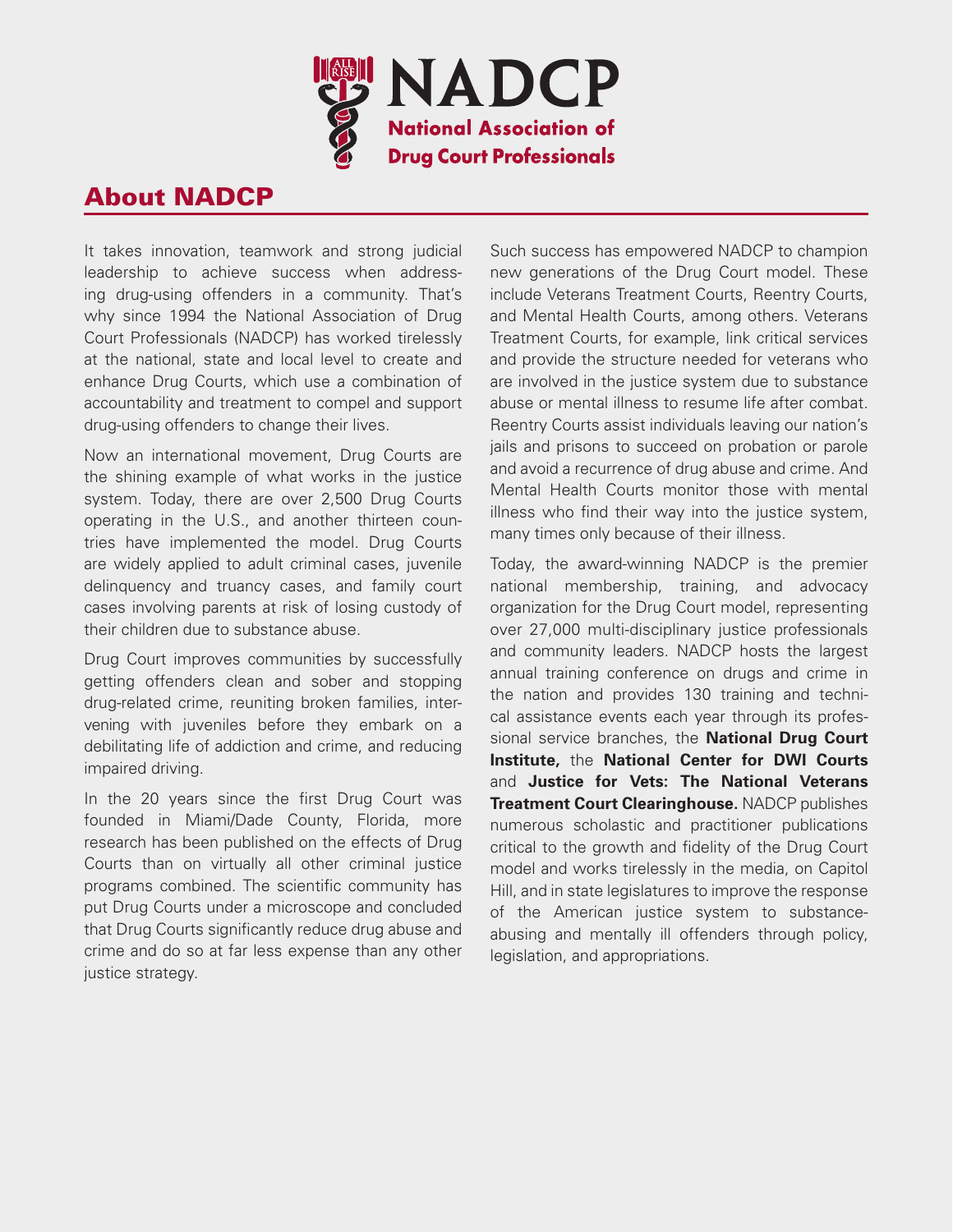# NADCP

**National Association of Drug Court Professionals**

## About NADCP

It takes innovation, teamwork and strong judicial leadership to achieve success when addressing drug-using offenders in a community. That's why since 1994 the National Association of Drug Court Professionals (NADCP) has worked tirelessly at the national, state and local level to create and enhance Drug Courts, which use a combination of accountability and treatment to compel and support drug-using offenders to change their lives.

Now an international movement, Drug Courts are the shining example of what works in the justice system. Today, there are over 2,500 Drug Courts operating in the U.S., and another thirteen countries have implemented the model. Drug Courts are widely applied to adult criminal cases, juvenile delinquency and truancy cases, and family court cases involving parents at risk of losing custody of their children due to substance abuse.

Drug Court improves communities by successfully getting offenders clean and sober and stopping drug-related crime, reuniting broken families, intervening with juveniles before they embark on a debilitating life of addiction and crime, and reducing impaired driving.

In the 20 years since the first Drug Court was founded in Miami/Dade County, Florida, more research has been published on the effects of Drug Courts than on virtually all other criminal justice programs combined. The scientific community has put Drug Courts under a microscope and concluded that Drug Courts significantly reduce drug abuse and crime and do so at far less expense than any other justice strategy.

Such success has empowered NADCP to champion new generations of the Drug Court model. These include Veterans Treatment Courts, Reentry Courts, and Mental Health Courts, among others. Veterans Treatment Courts, for example, link critical services and provide the structure needed for veterans who are involved in the justice system due to substance abuse or mental illness to resume life after combat. Reentry Courts assist individuals leaving our nation's jails and prisons to succeed on probation or parole and avoid a recurrence of drug abuse and crime. And Mental Health Courts monitor those with mental illness who find their way into the justice system, many times only because of their illness.

Today, the award-winning NADCP is the premier national membership, training, and advocacy organization for the Drug Court model, representing over 27,000 multi-disciplinary justice professionals and community leaders. NADCP hosts the largest annual training conference on drugs and crime in the nation and provides 130 training and technical assistance events each year through its professional service branches, the **National Drug Court Institute,** the **National Center for DWI Courts** and **Justice for Vets: The National Veterans Treatment Court Clearinghouse.** NADCP publishes numerous scholastic and practitioner publications critical to the growth and fidelity of the Drug Court model and works tirelessly in the media, on Capitol Hill, and in state legislatures to improve the response of the American justice system to substance-abusing and mentally ill offenders through policy, legislation, and appropriations.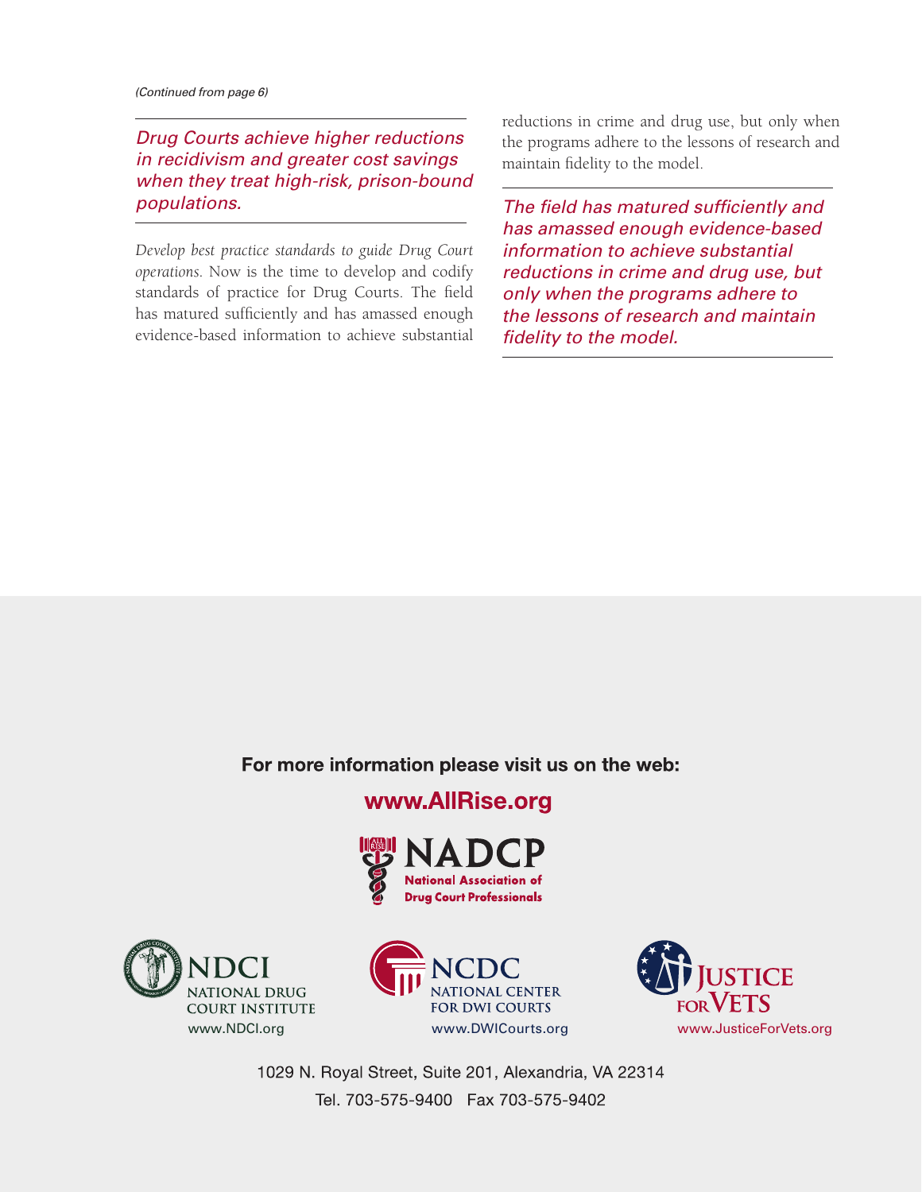*(Continued from page 6)*

*Drug Courts achieve higher reductions in recidivism and greater cost savings when they treat high-risk, prison-bound populations.*

*Develop best practice standards to guide Drug Court operations*. Now is the time to develop and codify standards of practice for Drug Courts. The field has matured sufficiently and has amassed enough evidence-based information to achieve substantial reductions in crime and drug use, but only when the programs adhere to the lessons of research and maintain fidelity to the model.

*The field has matured sufficiently and has amassed enough evidence-based information to achieve substantial reductions in crime and drug use, but only when the programs adhere to the lessons of research and maintain fidelity to the model.*

**For more information please visit us on the web:**

**www.AllRise.org**

NADCP
National Association of Drug Court Professionals

NDCI
NATIONAL DRUG COURT INSTITUTE
www.NDCI.org

NCDC
NATIONAL CENTER FOR DWI COURTS
www.DWICourts.org

JUSTICE FOR VETS
www.JusticeForVets.org

1029 N. Royal Street, Suite 201, Alexandria, VA 22314
Tel. 703-575-9400 Fax 703-575-9402